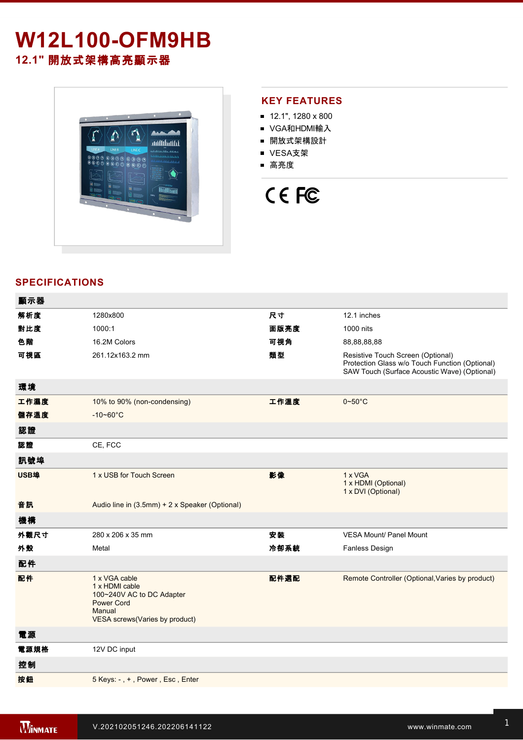# W12L100-OFM9HB

## 12.1" 開放式架構高亮顯示器

## KEY FEATURES

- 12.1", 1280 x 800
- VGA和HDMI輸入
- 開放式架構設計
- VESA支架
- 高亮度

## SPECIFICATIONS

| 顯示器 | | | |
|---|---|---|---|
| 解析度 | 1280x800 | 尺寸 | 12.1 inches |
| 對比度 | 1000:1 | 面版亮度 | 1000 nits |
| 色階 | 16.2M Colors | 可視角 | 88,88,88,88 |
| 可視區 | 261.12x163.2 mm | 類型 | Resistive Touch Screen (Optional)<br>Protection Glass w/o Touch Function (Optional)<br>SAW Touch (Surface Acoustic Wave) (Optional) |
| **環境** | | | |
| 工作濕度 | 10% to 90% (non-condensing) | 工作溫度 | 0~50°C |
| 儲存溫度 | -10~60°C | | |
| **認證** | | | |
| 認證 | CE, FCC | | |
| **訊號埠** | | | |
| USB埠 | 1 x USB for Touch Screen | 影像 | 1 x VGA<br>1 x HDMI (Optional)<br>1 x DVI (Optional) |
| 音訊 | Audio line in (3.5mm) + 2 x Speaker (Optional) | | |
| **機構** | | | |
| 外觀尺寸 | 280 x 206 x 35 mm | 安裝 | VESA Mount/ Panel Mount |
| 外殼 | Metal | 冷卻系統 | Fanless Design |
| **配件** | | | |
| 配件 | 1 x VGA cable<br>1 x HDMI cable<br>100~240V AC to DC Adapter<br>Power Cord<br>Manual<br>VESA screws(Varies by product) | 配件選配 | Remote Controller (Optional,Varies by product) |
| **電源** | | | |
| 電源規格 | 12V DC input | | |
| **控制** | | | |
| 按鈕 | 5 Keys: - , + , Power , Esc , Enter | | |

V.202102051246.202206141122

www.winmate.com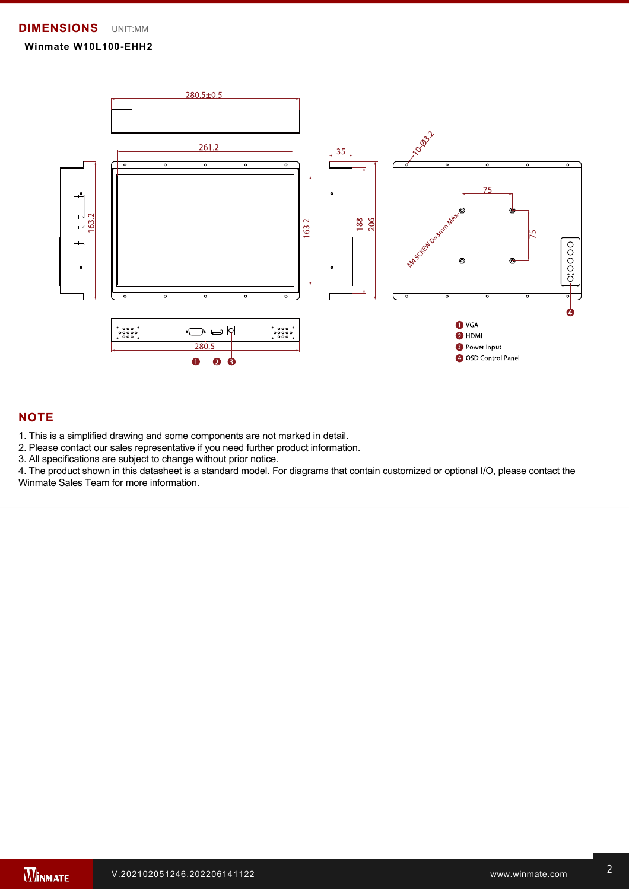## DIMENSIONS UNIT:MM

**Winmate W10L100-EHH2**

280.5±0.5

261.2

35

10-Ø3.2

75

163.2

163.2

188

206

M4 SCREW D=3mm MAX

75

280.5

1 VGA
2 HDMI
3 Power Input
4 OSD Control Panel

## NOTE

1. This is a simplified drawing and some components are not marked in detail.
2. Please contact our sales representative if you need further product information.
3. All specifications are subject to change without prior notice.
4. The product shown in this datasheet is a standard model. For diagrams that contain customized or optional I/O, please contact the Winmate Sales Team for more information.